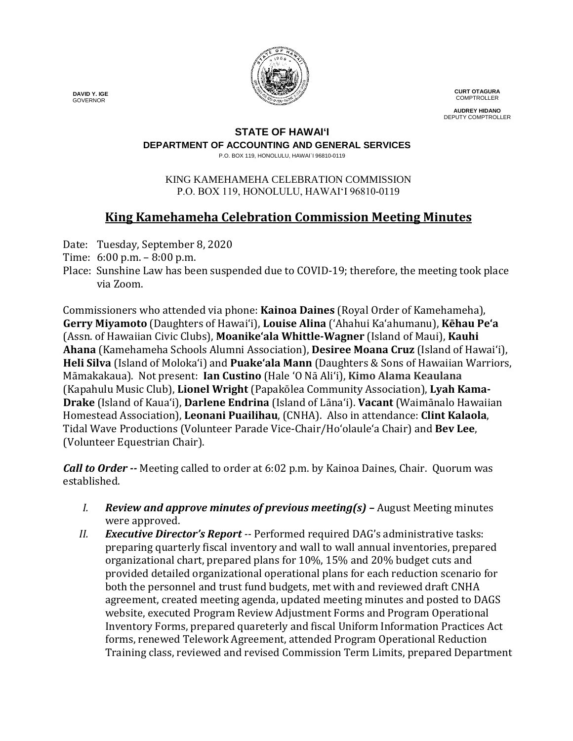DAVID Y. IGE
GOVERNOR

CURT OTAGURA
COMPTROLLER

AUDREY HIDANO
DEPUTY COMPTROLLER

**STATE OF HAWAIʻI**
**DEPARTMENT OF ACCOUNTING AND GENERAL SERVICES**
P.O. BOX 119, HONOLULU, HAWAIʻI 96810-0119

KING KAMEHAMEHA CELEBRATION COMMISSION
P.O. BOX 119, HONOLULU, HAWAIʻI 96810-0119

# King Kamehameha Celebration Commission Meeting Minutes

Date: Tuesday, September 8, 2020
Time: 6:00 p.m. – 8:00 p.m.
Place: Sunshine Law has been suspended due to COVID-19; therefore, the meeting took place via Zoom.

Commissioners who attended via phone: **Kainoa Daines** (Royal Order of Kamehameha), **Gerry Miyamoto** (Daughters of Hawaiʻi), **Louise Alina** (ʻAhahui Kaʻahumanu), **Kēhau Peʻa** (Assn. of Hawaiian Civic Clubs), **Moanikeʻala Whittle-Wagner** (Island of Maui), **Kauhi Ahana** (Kamehameha Schools Alumni Association), **Desiree Moana Cruz** (Island of Hawaiʻi), **Heli Silva** (Island of Molokaʻi) and **Puakeʻala Mann** (Daughters & Sons of Hawaiian Warriors, Māmakakaua). Not present: **Ian Custino** (Hale ʻO Nā Aliʻi), **Kimo Alama Keaulana** (Kapahulu Music Club), **Lionel Wright** (Papakōlea Community Association), **Lyah Kama-Drake** (Island of Kauaʻi), **Darlene Endrina** (Island of Lānaʻi). **Vacant** (Waimānalo Hawaiian Homestead Association), **Leonani Puailihau**, (CNHA). Also in attendance: **Clint Kalaola**, Tidal Wave Productions (Volunteer Parade Vice-Chair/Hoʻolauleʻa Chair) and **Bev Lee**, (Volunteer Equestrian Chair).

***Call to Order --*** Meeting called to order at 6:02 p.m. by Kainoa Daines, Chair. Quorum was established.

I. ***Review and approve minutes of previous meeting(s) –*** August Meeting minutes were approved.

II. ***Executive Director's Report*** -- Performed required DAG's administrative tasks: preparing quarterly fiscal inventory and wall to wall annual inventories, prepared organizational chart, prepared plans for 10%, 15% and 20% budget cuts and provided detailed organizational operational plans for each reduction scenario for both the personnel and trust fund budgets, met with and reviewed draft CNHA agreement, created meeting agenda, updated meeting minutes and posted to DAGS website, executed Program Review Adjustment Forms and Program Operational Inventory Forms, prepared quareterly and fiscal Uniform Information Practices Act forms, renewed Telework Agreement, attended Program Operational Reduction Training class, reviewed and revised Commission Term Limits, prepared Department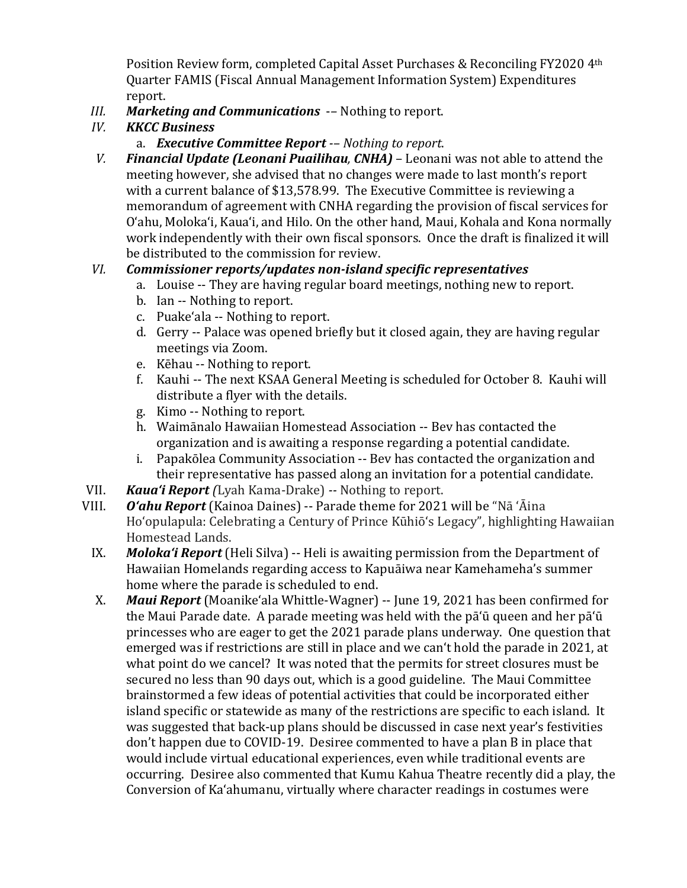Position Review form, completed Capital Asset Purchases & Reconciling FY2020 4th Quarter FAMIS (Fiscal Annual Management Information System) Expenditures report.

III. ***Marketing and Communications*** -– Nothing to report.

IV. ***KKCC Business***

   a. ***Executive Committee Report*** -– *Nothing to report*.

V. ***Financial Update (Leonani Puailihau, CNHA)*** – Leonani was not able to attend the meeting however, she advised that no changes were made to last month's report with a current balance of $13,578.99. The Executive Committee is reviewing a memorandum of agreement with CNHA regarding the provision of fiscal services for Oʻahu, Molokaʻi, Kauaʻi, and Hilo. On the other hand, Maui, Kohala and Kona normally work independently with their own fiscal sponsors. Once the draft is finalized it will be distributed to the commission for review.

VI. ***Commissioner reports/updates non-island specific representatives***

   a. Louise -- They are having regular board meetings, nothing new to report.
   b. Ian -- Nothing to report.
   c. Puakeʻala -- Nothing to report.
   d. Gerry -- Palace was opened briefly but it closed again, they are having regular meetings via Zoom.
   e. Kēhau -- Nothing to report.
   f. Kauhi -- The next KSAA General Meeting is scheduled for October 8. Kauhi will distribute a flyer with the details.
   g. Kimo -- Nothing to report.
   h. Waimānalo Hawaiian Homestead Association -- Bev has contacted the organization and is awaiting a response regarding a potential candidate.
   i. Papakōlea Community Association -- Bev has contacted the organization and their representative has passed along an invitation for a potential candidate.

VII. ***Kaua'i Report*** *(*Lyah Kama-Drake) -- Nothing to report.

VIII. ***O'ahu Report*** (Kainoa Daines) -- Parade theme for 2021 will be "Nā ʻĀina Hoʻopulapula: Celebrating a Century of Prince Kūhiō's Legacy", highlighting Hawaiian Homestead Lands.

IX. ***Moloka'i Report*** (Heli Silva) -- Heli is awaiting permission from the Department of Hawaiian Homelands regarding access to Kapuāiwa near Kamehameha's summer home where the parade is scheduled to end.

X. ***Maui Report*** (Moanikeʻala Whittle-Wagner) -- June 19, 2021 has been confirmed for the Maui Parade date. A parade meeting was held with the pāʻū queen and her pāʻū princesses who are eager to get the 2021 parade plans underway. One question that emerged was if restrictions are still in place and we can't hold the parade in 2021, at what point do we cancel? It was noted that the permits for street closures must be secured no less than 90 days out, which is a good guideline. The Maui Committee brainstormed a few ideas of potential activities that could be incorporated either island specific or statewide as many of the restrictions are specific to each island. It was suggested that back-up plans should be discussed in case next year's festivities don't happen due to COVID-19. Desiree commented to have a plan B in place that would include virtual educational experiences, even while traditional events are occurring. Desiree also commented that Kumu Kahua Theatre recently did a play, the Conversion of Kaʻahumanu, virtually where character readings in costumes were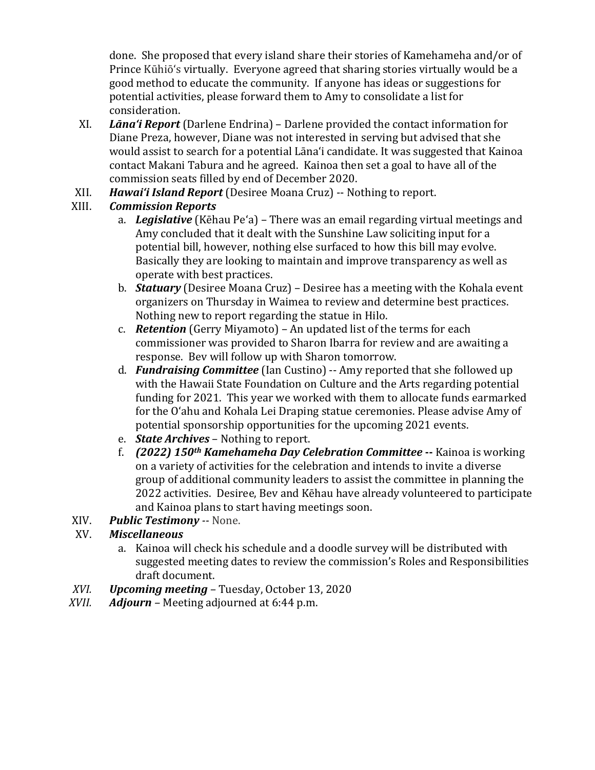done. She proposed that every island share their stories of Kamehameha and/or of Prince Kūhiō's virtually. Everyone agreed that sharing stories virtually would be a good method to educate the community. If anyone has ideas or suggestions for potential activities, please forward them to Amy to consolidate a list for consideration.

XI. ***Lānaʻi Report*** (Darlene Endrina) – Darlene provided the contact information for Diane Preza, however, Diane was not interested in serving but advised that she would assist to search for a potential Lānaʻi candidate. It was suggested that Kainoa contact Makani Tabura and he agreed. Kainoa then set a goal to have all of the commission seats filled by end of December 2020.

XII. ***Hawaiʻi Island Report*** (Desiree Moana Cruz) -- Nothing to report.

XIII. ***Commission Reports***

a. ***Legislative*** (Kēhau Peʻa) – There was an email regarding virtual meetings and Amy concluded that it dealt with the Sunshine Law soliciting input for a potential bill, however, nothing else surfaced to how this bill may evolve. Basically they are looking to maintain and improve transparency as well as operate with best practices.

b. ***Statuary*** (Desiree Moana Cruz) – Desiree has a meeting with the Kohala event organizers on Thursday in Waimea to review and determine best practices. Nothing new to report regarding the statue in Hilo.

c. ***Retention*** (Gerry Miyamoto) – An updated list of the terms for each commissioner was provided to Sharon Ibarra for review and are awaiting a response. Bev will follow up with Sharon tomorrow.

d. ***Fundraising Committee*** (Ian Custino) -- Amy reported that she followed up with the Hawaii State Foundation on Culture and the Arts regarding potential funding for 2021. This year we worked with them to allocate funds earmarked for the Oʻahu and Kohala Lei Draping statue ceremonies. Please advise Amy of potential sponsorship opportunities for the upcoming 2021 events.

e. ***State Archives*** – Nothing to report.

f. ***(2022) 150th Kamehameha Day Celebration Committee --*** Kainoa is working on a variety of activities for the celebration and intends to invite a diverse group of additional community leaders to assist the committee in planning the 2022 activities. Desiree, Bev and Kēhau have already volunteered to participate and Kainoa plans to start having meetings soon.

XIV. ***Public Testimony*** -- None.

XV. ***Miscellaneous***

a. Kainoa will check his schedule and a doodle survey will be distributed with suggested meeting dates to review the commission's Roles and Responsibilities draft document.

XVI. ***Upcoming meeting*** – Tuesday, October 13, 2020

XVII. ***Adjourn*** – Meeting adjourned at 6:44 p.m.